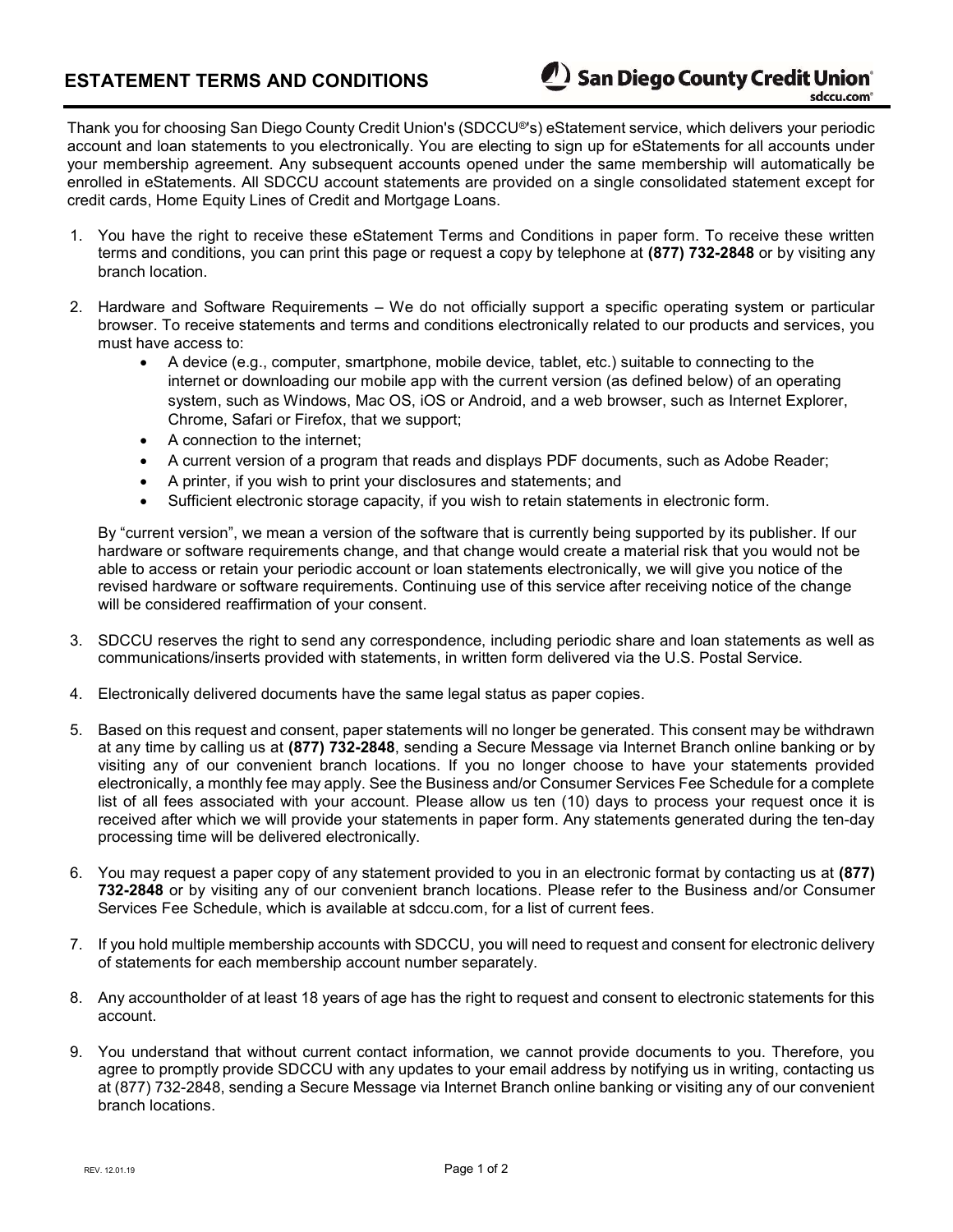# ESTATEMENT TERMS AND CONDITIONS

San Diego County Credit Union
sdccu.com®

Thank you for choosing San Diego County Credit Union's (SDCCU®'s) eStatement service, which delivers your periodic account and loan statements to you electronically. You are electing to sign up for eStatements for all accounts under your membership agreement. Any subsequent accounts opened under the same membership will automatically be enrolled in eStatements. All SDCCU account statements are provided on a single consolidated statement except for credit cards, Home Equity Lines of Credit and Mortgage Loans.

1. You have the right to receive these eStatement Terms and Conditions in paper form. To receive these written terms and conditions, you can print this page or request a copy by telephone at **(877) 732-2848** or by visiting any branch location.

2. Hardware and Software Requirements – We do not officially support a specific operating system or particular browser. To receive statements and terms and conditions electronically related to our products and services, you must have access to:
   - A device (e.g., computer, smartphone, mobile device, tablet, etc.) suitable to connecting to the internet or downloading our mobile app with the current version (as defined below) of an operating system, such as Windows, Mac OS, iOS or Android, and a web browser, such as Internet Explorer, Chrome, Safari or Firefox, that we support;
   - A connection to the internet;
   - A current version of a program that reads and displays PDF documents, such as Adobe Reader;
   - A printer, if you wish to print your disclosures and statements; and
   - Sufficient electronic storage capacity, if you wish to retain statements in electronic form.

   By "current version", we mean a version of the software that is currently being supported by its publisher. If our hardware or software requirements change, and that change would create a material risk that you would not be able to access or retain your periodic account or loan statements electronically, we will give you notice of the revised hardware or software requirements. Continuing use of this service after receiving notice of the change will be considered reaffirmation of your consent.

3. SDCCU reserves the right to send any correspondence, including periodic share and loan statements as well as communications/inserts provided with statements, in written form delivered via the U.S. Postal Service.

4. Electronically delivered documents have the same legal status as paper copies.

5. Based on this request and consent, paper statements will no longer be generated. This consent may be withdrawn at any time by calling us at **(877) 732-2848**, sending a Secure Message via Internet Branch online banking or by visiting any of our convenient branch locations. If you no longer choose to have your statements provided electronically, a monthly fee may apply. See the Business and/or Consumer Services Fee Schedule for a complete list of all fees associated with your account. Please allow us ten (10) days to process your request once it is received after which we will provide your statements in paper form. Any statements generated during the ten-day processing time will be delivered electronically.

6. You may request a paper copy of any statement provided to you in an electronic format by contacting us at **(877) 732-2848** or by visiting any of our convenient branch locations. Please refer to the Business and/or Consumer Services Fee Schedule, which is available at sdccu.com, for a list of current fees.

7. If you hold multiple membership accounts with SDCCU, you will need to request and consent for electronic delivery of statements for each membership account number separately.

8. Any accountholder of at least 18 years of age has the right to request and consent to electronic statements for this account.

9. You understand that without current contact information, we cannot provide documents to you. Therefore, you agree to promptly provide SDCCU with any updates to your email address by notifying us in writing, contacting us at (877) 732-2848, sending a Secure Message via Internet Branch online banking or visiting any of our convenient branch locations.

REV. 12.01.19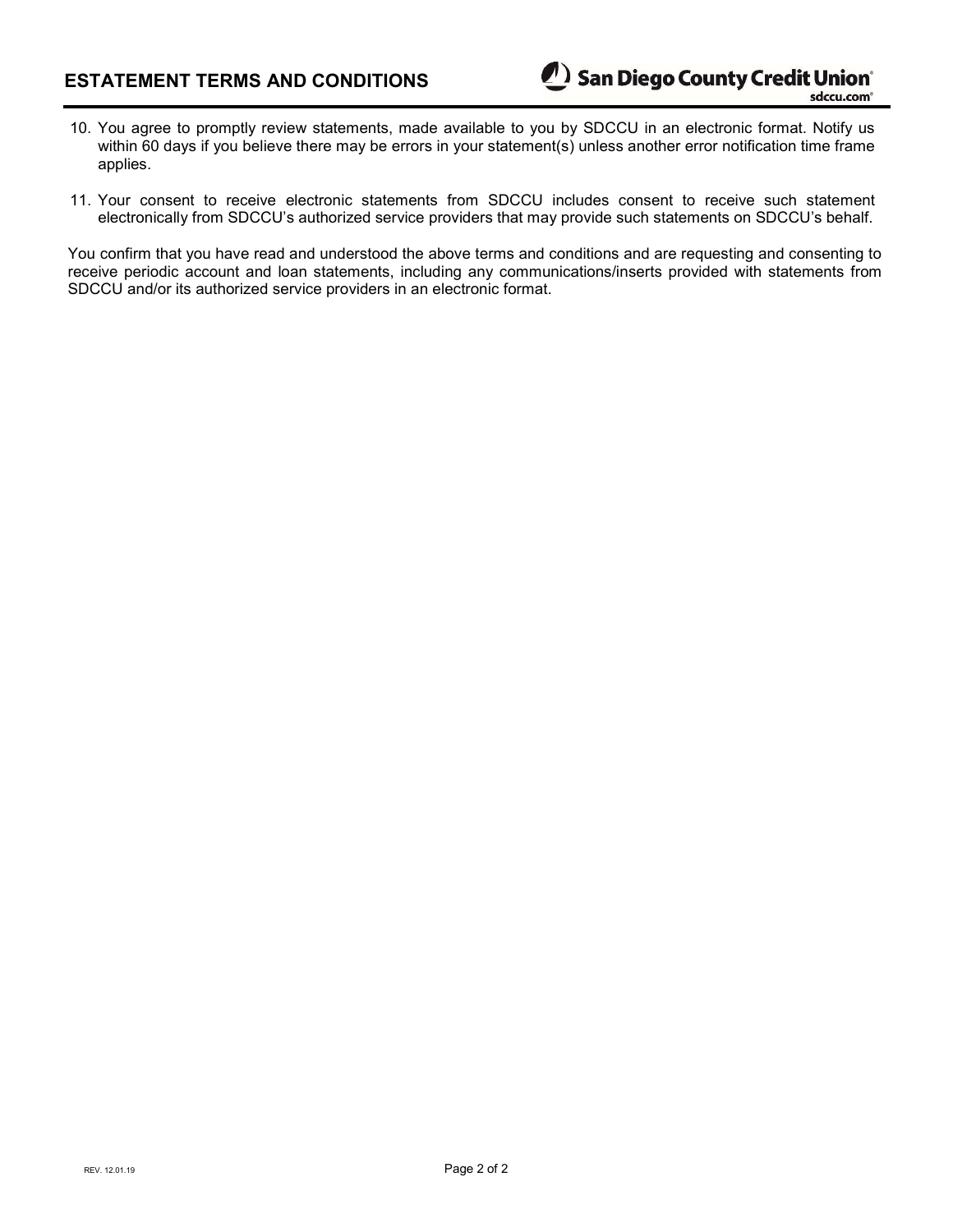10. You agree to promptly review statements, made available to you by SDCCU in an electronic format. Notify us within 60 days if you believe there may be errors in your statement(s) unless another error notification time frame applies.

11. Your consent to receive electronic statements from SDCCU includes consent to receive such statement electronically from SDCCU's authorized service providers that may provide such statements on SDCCU's behalf.

You confirm that you have read and understood the above terms and conditions and are requesting and consenting to receive periodic account and loan statements, including any communications/inserts provided with statements from SDCCU and/or its authorized service providers in an electronic format.

REV. 12.01.19